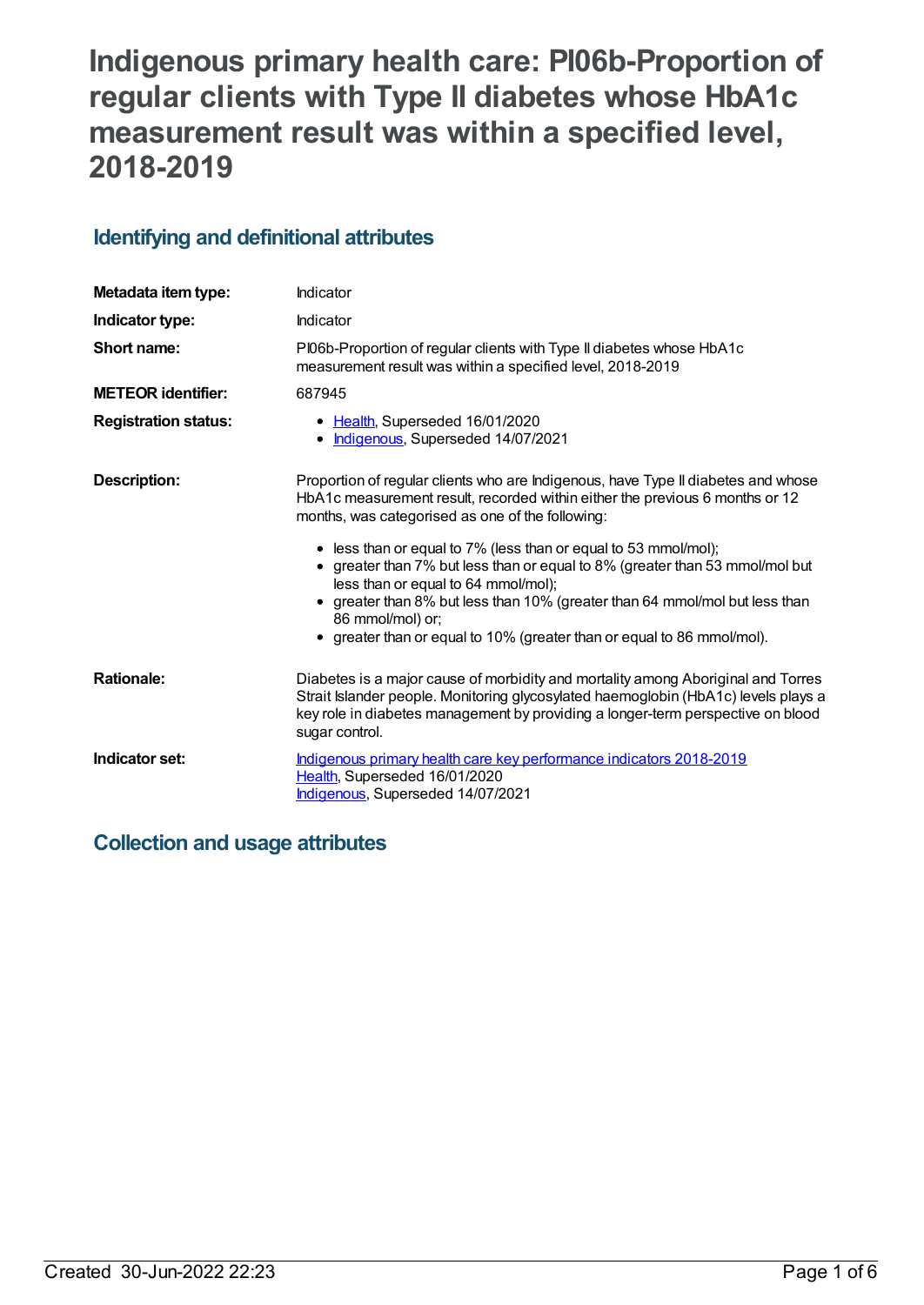# Indigenous primary health care: PI06b-Proportion of regular clients with Type II diabetes whose HbA1c measurement result was within a specified level, 2018-2019

## Identifying and definitional attributes

| | |
|---|---|
| **Metadata item type:** | Indicator |
| **Indicator type:** | Indicator |
| **Short name:** | PI06b-Proportion of regular clients with Type II diabetes whose HbA1c measurement result was within a specified level, 2018-2019 |
| **METEOR identifier:** | 687945 |
| **Registration status:** | • Health, Superseded 16/01/2020<br>• Indigenous, Superseded 14/07/2021 |
| **Description:** | Proportion of regular clients who are Indigenous, have Type II diabetes and whose HbA1c measurement result, recorded within either the previous 6 months or 12 months, was categorised as one of the following:<br>• less than or equal to 7% (less than or equal to 53 mmol/mol);<br>• greater than 7% but less than or equal to 8% (greater than 53 mmol/mol but less than or equal to 64 mmol/mol);<br>• greater than 8% but less than 10% (greater than 64 mmol/mol but less than 86 mmol/mol) or;<br>• greater than or equal to 10% (greater than or equal to 86 mmol/mol). |
| **Rationale:** | Diabetes is a major cause of morbidity and mortality among Aboriginal and Torres Strait Islander people. Monitoring glycosylated haemoglobin (HbA1c) levels plays a key role in diabetes management by providing a longer-term perspective on blood sugar control. |
| **Indicator set:** | Indigenous primary health care key performance indicators 2018-2019<br>Health, Superseded 16/01/2020<br>Indigenous, Superseded 14/07/2021 |

## Collection and usage attributes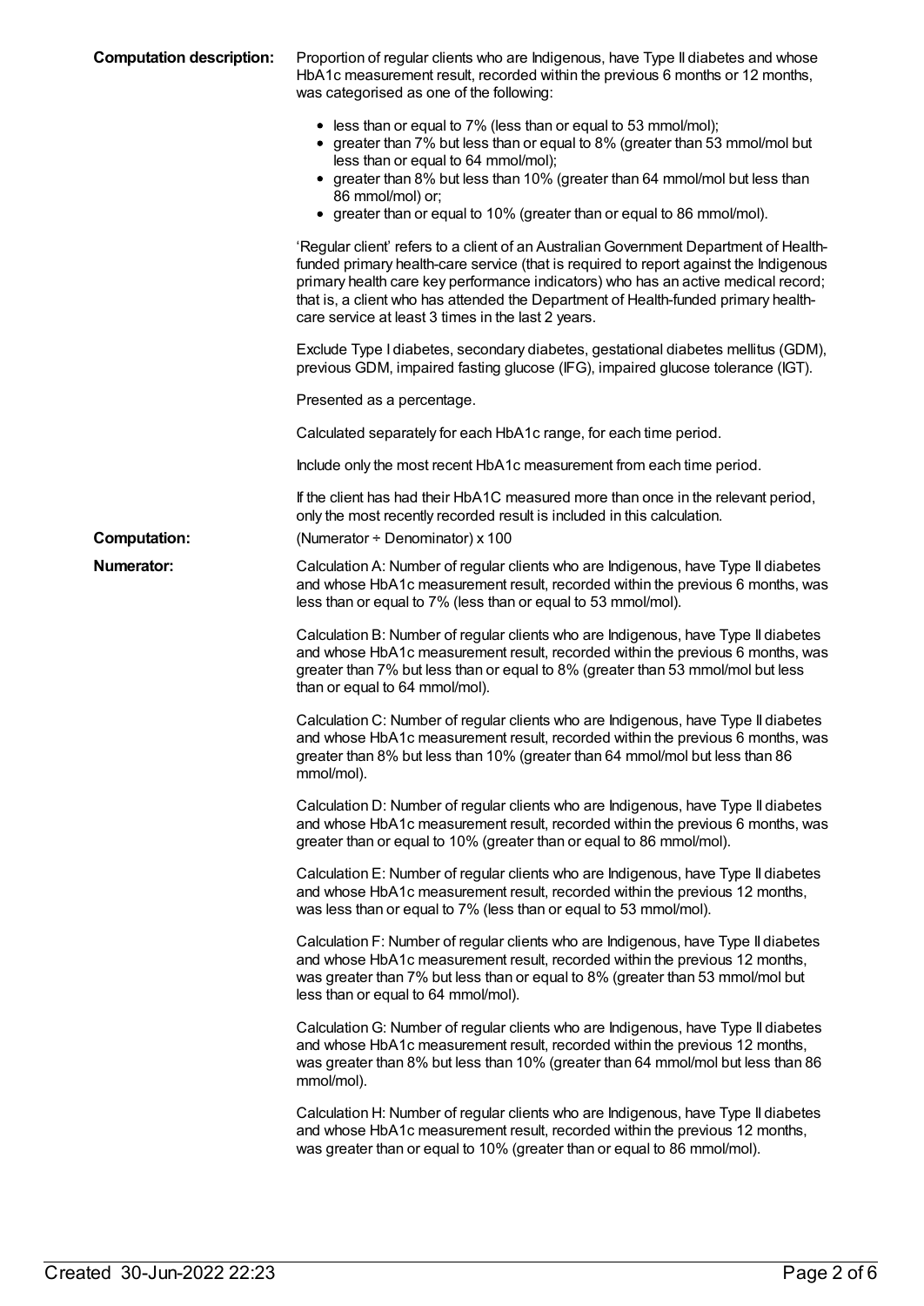**Computation description:** Proportion of regular clients who are Indigenous, have Type II diabetes and whose HbA1c measurement result, recorded within the previous 6 months or 12 months, was categorised as one of the following:

- less than or equal to 7% (less than or equal to 53 mmol/mol);
- greater than 7% but less than or equal to 8% (greater than 53 mmol/mol but less than or equal to 64 mmol/mol);
- greater than 8% but less than 10% (greater than 64 mmol/mol but less than 86 mmol/mol) or;
- greater than or equal to 10% (greater than or equal to 86 mmol/mol).

'Regular client' refers to a client of an Australian Government Department of Health-funded primary health-care service (that is required to report against the Indigenous primary health care key performance indicators) who has an active medical record; that is, a client who has attended the Department of Health-funded primary health-care service at least 3 times in the last 2 years.

Exclude Type I diabetes, secondary diabetes, gestational diabetes mellitus (GDM), previous GDM, impaired fasting glucose (IFG), impaired glucose tolerance (IGT).

Presented as a percentage.

Calculated separately for each HbA1c range, for each time period.

Include only the most recent HbA1c measurement from each time period.

If the client has had their HbA1C measured more than once in the relevant period, only the most recently recorded result is included in this calculation.

**Computation:** (Numerator ÷ Denominator) x 100

**Numerator:** Calculation A: Number of regular clients who are Indigenous, have Type II diabetes and whose HbA1c measurement result, recorded within the previous 6 months, was less than or equal to 7% (less than or equal to 53 mmol/mol).

Calculation B: Number of regular clients who are Indigenous, have Type II diabetes and whose HbA1c measurement result, recorded within the previous 6 months, was greater than 7% but less than or equal to 8% (greater than 53 mmol/mol but less than or equal to 64 mmol/mol).

Calculation C: Number of regular clients who are Indigenous, have Type II diabetes and whose HbA1c measurement result, recorded within the previous 6 months, was greater than 8% but less than 10% (greater than 64 mmol/mol but less than 86 mmol/mol).

Calculation D: Number of regular clients who are Indigenous, have Type II diabetes and whose HbA1c measurement result, recorded within the previous 6 months, was greater than or equal to 10% (greater than or equal to 86 mmol/mol).

Calculation E: Number of regular clients who are Indigenous, have Type II diabetes and whose HbA1c measurement result, recorded within the previous 12 months, was less than or equal to 7% (less than or equal to 53 mmol/mol).

Calculation F: Number of regular clients who are Indigenous, have Type II diabetes and whose HbA1c measurement result, recorded within the previous 12 months, was greater than 7% but less than or equal to 8% (greater than 53 mmol/mol but less than or equal to 64 mmol/mol).

Calculation G: Number of regular clients who are Indigenous, have Type II diabetes and whose HbA1c measurement result, recorded within the previous 12 months, was greater than 8% but less than 10% (greater than 64 mmol/mol but less than 86 mmol/mol).

Calculation H: Number of regular clients who are Indigenous, have Type II diabetes and whose HbA1c measurement result, recorded within the previous 12 months, was greater than or equal to 10% (greater than or equal to 86 mmol/mol).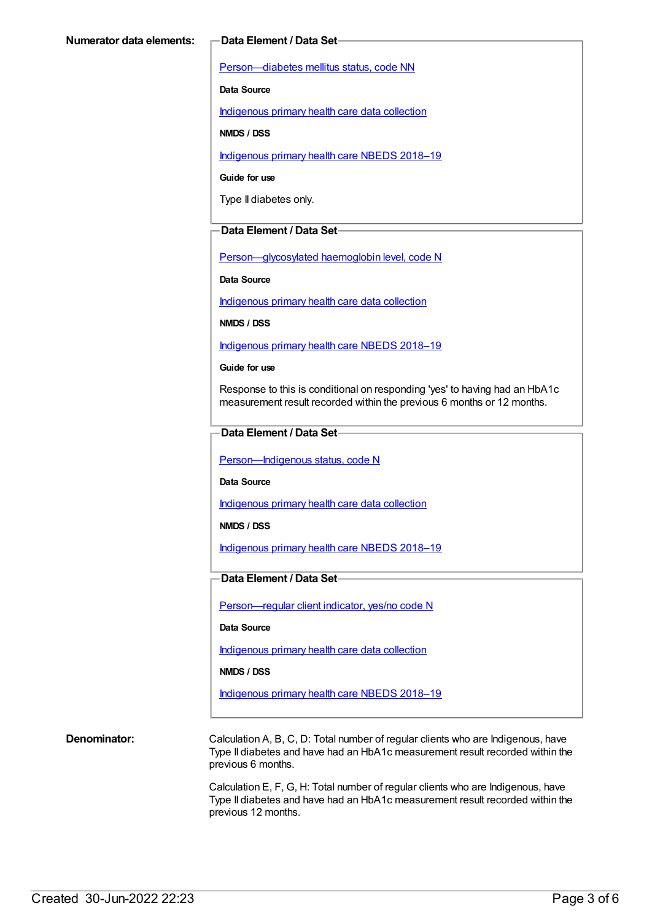**Numerator data elements:**

**Data Element / Data Set**

Person—diabetes mellitus status, code NN

**Data Source**

Indigenous primary health care data collection

**NMDS / DSS**

Indigenous primary health care NBEDS 2018–19

**Guide for use**

Type II diabetes only.

**Data Element / Data Set**

Person—glycosylated haemoglobin level, code N

**Data Source**

Indigenous primary health care data collection

**NMDS / DSS**

Indigenous primary health care NBEDS 2018–19

**Guide for use**

Response to this is conditional on responding 'yes' to having had an HbA1c measurement result recorded within the previous 6 months or 12 months.

**Data Element / Data Set**

Person—Indigenous status, code N

**Data Source**

Indigenous primary health care data collection

**NMDS / DSS**

Indigenous primary health care NBEDS 2018–19

**Data Element / Data Set**

Person—regular client indicator, yes/no code N

**Data Source**

Indigenous primary health care data collection

**NMDS / DSS**

Indigenous primary health care NBEDS 2018–19

**Denominator:**

Calculation A, B, C, D: Total number of regular clients who are Indigenous, have Type II diabetes and have had an HbA1c measurement result recorded within the previous 6 months.

Calculation E, F, G, H: Total number of regular clients who are Indigenous, have Type II diabetes and have had an HbA1c measurement result recorded within the previous 12 months.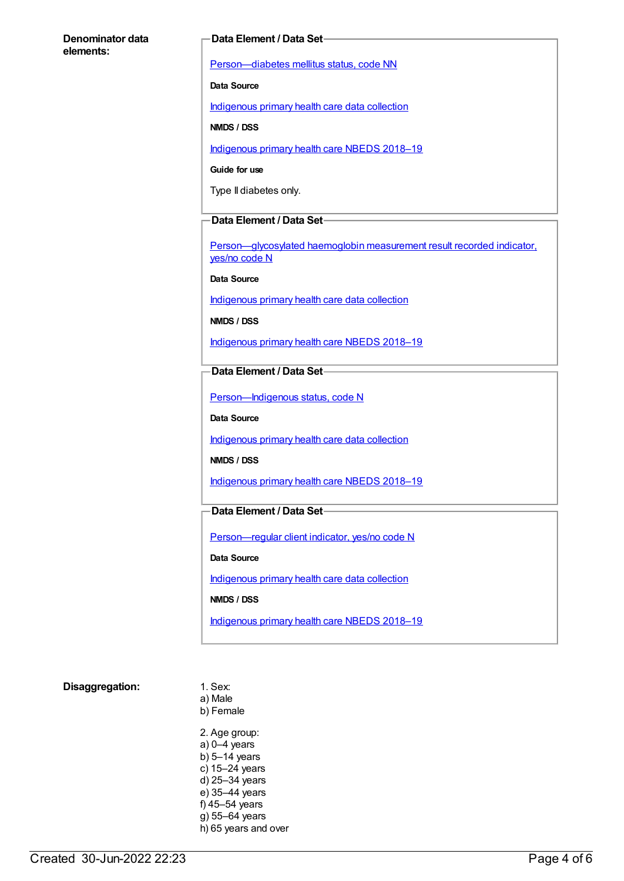**Denominator data elements:**

**Data Element / Data Set**

Person—diabetes mellitus status, code NN

**Data Source**

Indigenous primary health care data collection

**NMDS / DSS**

Indigenous primary health care NBEDS 2018–19

**Guide for use**

Type II diabetes only.

**Data Element / Data Set**

Person—glycosylated haemoglobin measurement result recorded indicator, yes/no code N

**Data Source**

Indigenous primary health care data collection

**NMDS / DSS**

Indigenous primary health care NBEDS 2018–19

**Data Element / Data Set**

Person—Indigenous status, code N

**Data Source**

Indigenous primary health care data collection

**NMDS / DSS**

Indigenous primary health care NBEDS 2018–19

**Data Element / Data Set**

Person—regular client indicator, yes/no code N

**Data Source**

Indigenous primary health care data collection

**NMDS / DSS**

Indigenous primary health care NBEDS 2018–19

**Disaggregation:**

1. Sex:
a) Male
b) Female

2. Age group:
a) 0–4 years
b) 5–14 years
c) 15–24 years
d) 25–34 years
e) 35–44 years
f) 45–54 years
g) 55–64 years
h) 65 years and over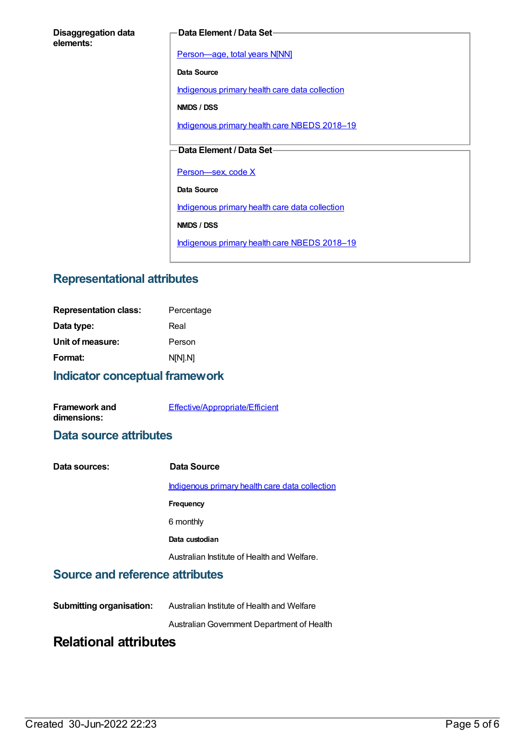**Disaggregation data elements:**

**Data Element / Data Set**

Person—age, total years N[NN]

**Data Source**

Indigenous primary health care data collection

**NMDS / DSS**

Indigenous primary health care NBEDS 2018–19

**Data Element / Data Set**

Person—sex, code X

**Data Source**

Indigenous primary health care data collection

**NMDS / DSS**

Indigenous primary health care NBEDS 2018–19

## Representational attributes

**Representation class:** Percentage

**Data type:** Real

**Unit of measure:** Person

**Format:** N[N].N]

## Indicator conceptual framework

**Framework and dimensions:** Effective/Appropriate/Efficient

## Data source attributes

**Data sources:**

**Data Source**

Indigenous primary health care data collection

**Frequency**

6 monthly

**Data custodian**

Australian Institute of Health and Welfare.

## Source and reference attributes

**Submitting organisation:** Australian Institute of Health and Welfare

Australian Government Department of Health

# Relational attributes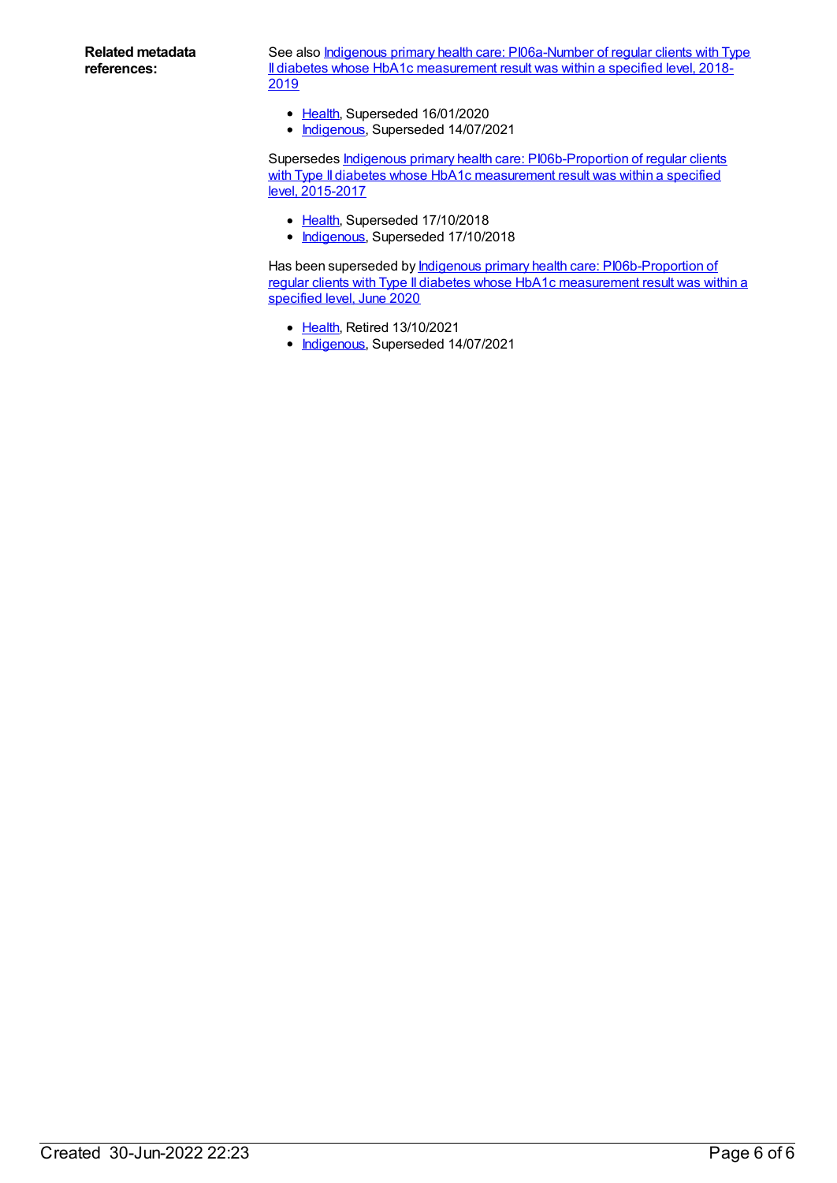**Related metadata references:**

See also Indigenous primary health care: PI06a-Number of regular clients with Type II diabetes whose HbA1c measurement result was within a specified level, 2018-2019

- Health, Superseded 16/01/2020
- Indigenous, Superseded 14/07/2021

Supersedes Indigenous primary health care: PI06b-Proportion of regular clients with Type II diabetes whose HbA1c measurement result was within a specified level, 2015-2017

- Health, Superseded 17/10/2018
- Indigenous, Superseded 17/10/2018

Has been superseded by Indigenous primary health care: PI06b-Proportion of regular clients with Type II diabetes whose HbA1c measurement result was within a specified level, June 2020

- Health, Retired 13/10/2021
- Indigenous, Superseded 14/07/2021